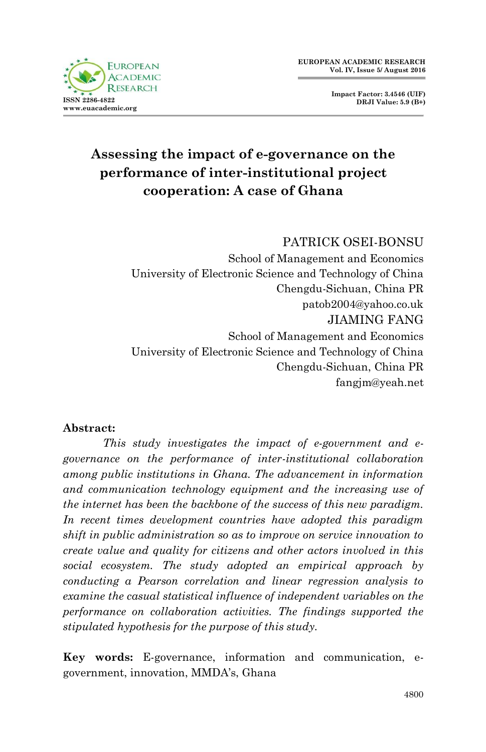# Assessing the impact of e-governance on the performance of inter-institutional project cooperation: A case of Ghana

PATRICK OSEI-BONSU
School of Management and Economics
University of Electronic Science and Technology of China
Chengdu-Sichuan, China PR
patob2004@yahoo.co.uk

JIAMING FANG
School of Management and Economics
University of Electronic Science and Technology of China
Chengdu-Sichuan, China PR
fangjm@yeah.net

**Abstract:**

*This study investigates the impact of e-government and e-governance on the performance of inter-institutional collaboration among public institutions in Ghana. The advancement in information and communication technology equipment and the increasing use of the internet has been the backbone of the success of this new paradigm. In recent times development countries have adopted this paradigm shift in public administration so as to improve on service innovation to create value and quality for citizens and other actors involved in this social ecosystem. The study adopted an empirical approach by conducting a Pearson correlation and linear regression analysis to examine the casual statistical influence of independent variables on the performance on collaboration activities. The findings supported the stipulated hypothesis for the purpose of this study.*

**Key words:** E-governance, information and communication, e-government, innovation, MMDA's, Ghana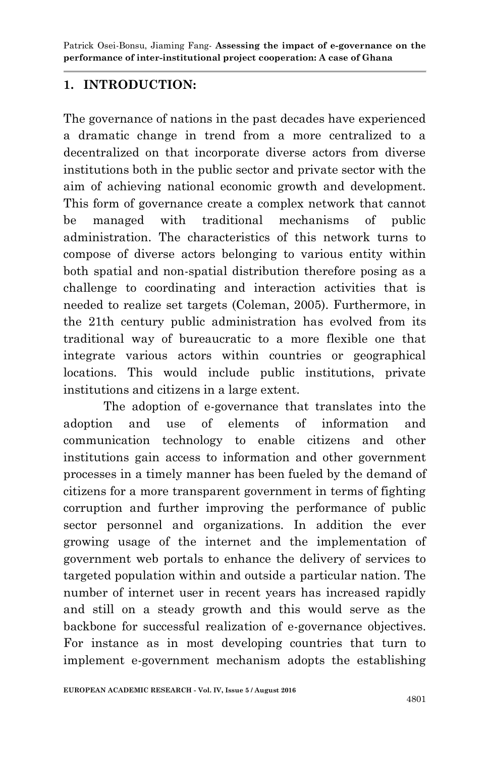## 1. INTRODUCTION:

The governance of nations in the past decades have experienced a dramatic change in trend from a more centralized to a decentralized on that incorporate diverse actors from diverse institutions both in the public sector and private sector with the aim of achieving national economic growth and development. This form of governance create a complex network that cannot be managed with traditional mechanisms of public administration. The characteristics of this network turns to compose of diverse actors belonging to various entity within both spatial and non-spatial distribution therefore posing as a challenge to coordinating and interaction activities that is needed to realize set targets (Coleman, 2005). Furthermore, in the 21th century public administration has evolved from its traditional way of bureaucratic to a more flexible one that integrate various actors within countries or geographical locations. This would include public institutions, private institutions and citizens in a large extent.

The adoption of e-governance that translates into the adoption and use of elements of information and communication technology to enable citizens and other institutions gain access to information and other government processes in a timely manner has been fueled by the demand of citizens for a more transparent government in terms of fighting corruption and further improving the performance of public sector personnel and organizations. In addition the ever growing usage of the internet and the implementation of government web portals to enhance the delivery of services to targeted population within and outside a particular nation. The number of internet user in recent years has increased rapidly and still on a steady growth and this would serve as the backbone for successful realization of e-governance objectives. For instance as in most developing countries that turn to implement e-government mechanism adopts the establishing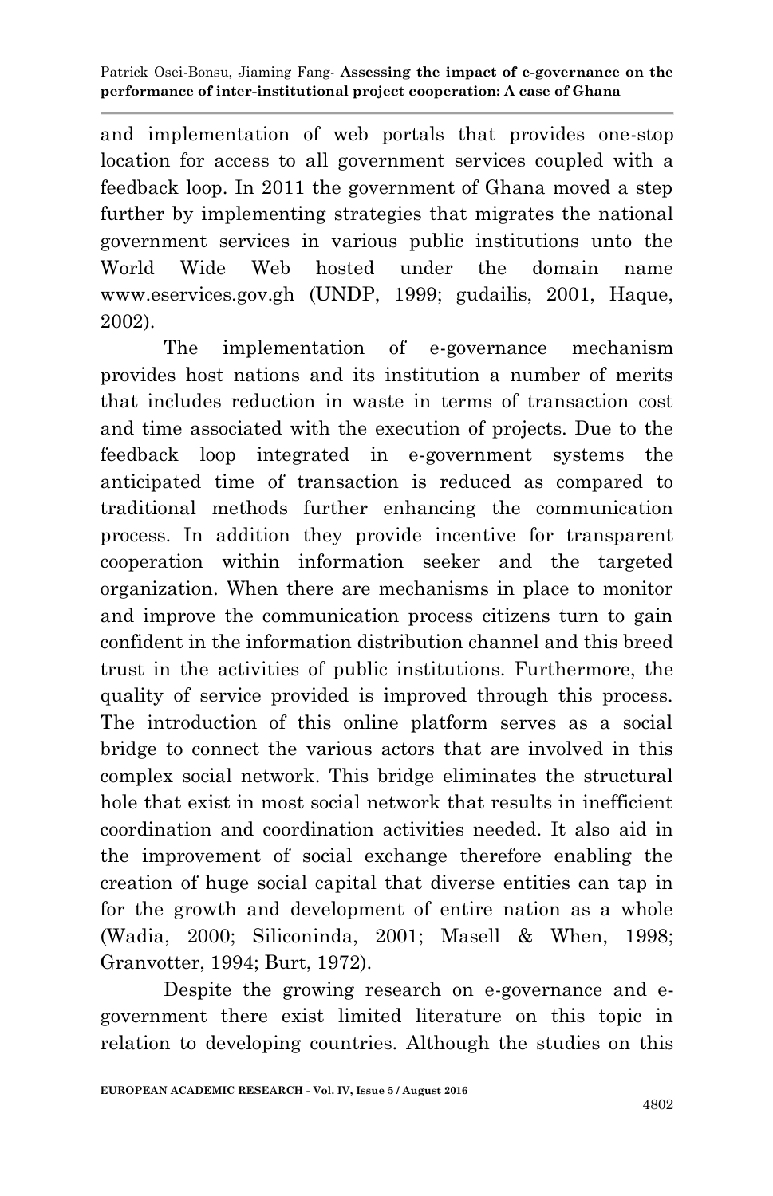and implementation of web portals that provides one-stop location for access to all government services coupled with a feedback loop. In 2011 the government of Ghana moved a step further by implementing strategies that migrates the national government services in various public institutions unto the World Wide Web hosted under the domain name www.eservices.gov.gh (UNDP, 1999; gudailis, 2001, Haque, 2002).

The implementation of e-governance mechanism provides host nations and its institution a number of merits that includes reduction in waste in terms of transaction cost and time associated with the execution of projects. Due to the feedback loop integrated in e-government systems the anticipated time of transaction is reduced as compared to traditional methods further enhancing the communication process. In addition they provide incentive for transparent cooperation within information seeker and the targeted organization. When there are mechanisms in place to monitor and improve the communication process citizens turn to gain confident in the information distribution channel and this breed trust in the activities of public institutions. Furthermore, the quality of service provided is improved through this process. The introduction of this online platform serves as a social bridge to connect the various actors that are involved in this complex social network. This bridge eliminates the structural hole that exist in most social network that results in inefficient coordination and coordination activities needed. It also aid in the improvement of social exchange therefore enabling the creation of huge social capital that diverse entities can tap in for the growth and development of entire nation as a whole (Wadia, 2000; Siliconinda, 2001; Masell & When, 1998; Granvotter, 1994; Burt, 1972).

Despite the growing research on e-governance and e-government there exist limited literature on this topic in relation to developing countries. Although the studies on this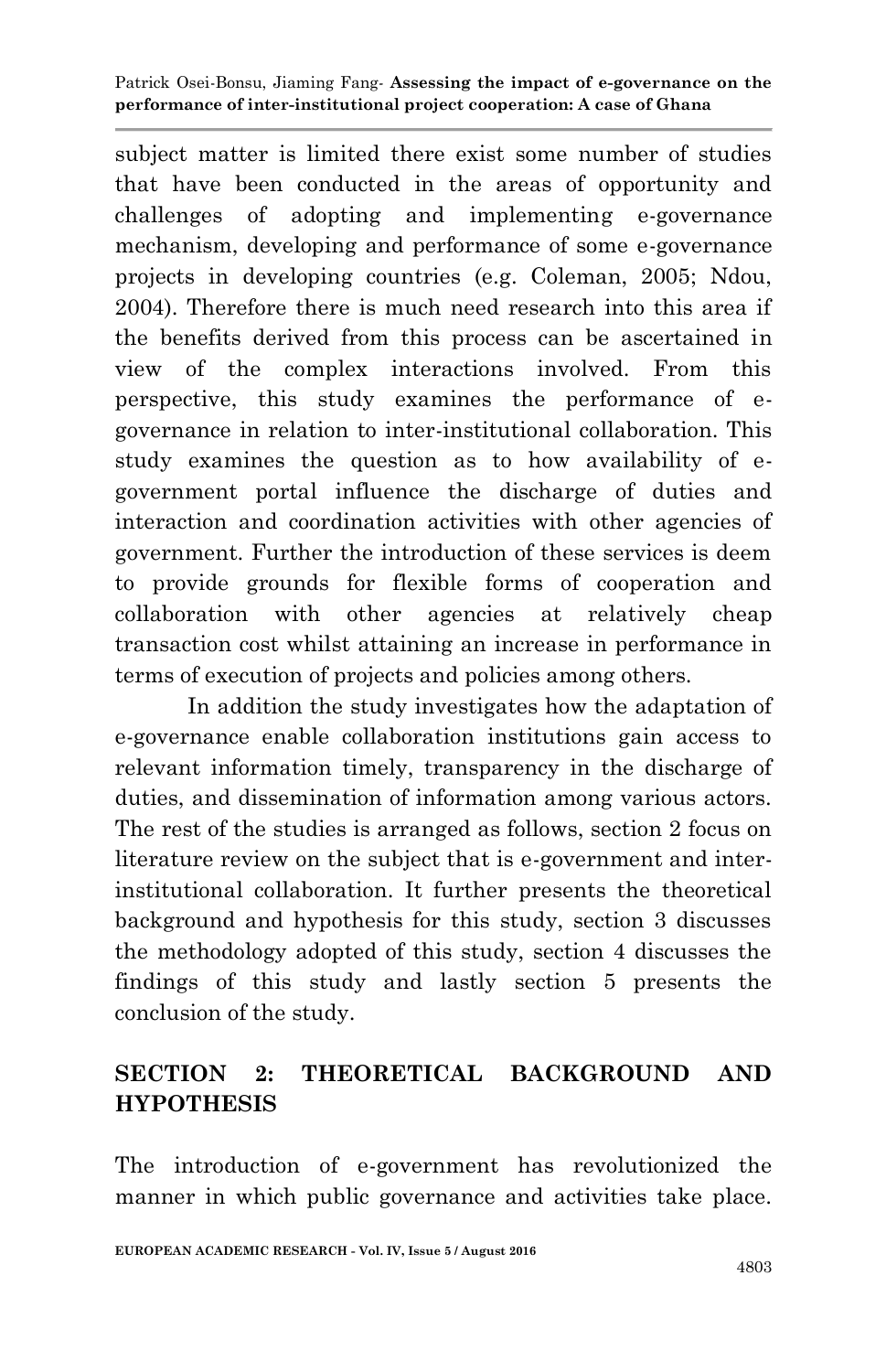subject matter is limited there exist some number of studies that have been conducted in the areas of opportunity and challenges of adopting and implementing e-governance mechanism, developing and performance of some e-governance projects in developing countries (e.g. Coleman, 2005; Ndou, 2004). Therefore there is much need research into this area if the benefits derived from this process can be ascertained in view of the complex interactions involved. From this perspective, this study examines the performance of e-governance in relation to inter-institutional collaboration. This study examines the question as to how availability of e-government portal influence the discharge of duties and interaction and coordination activities with other agencies of government. Further the introduction of these services is deem to provide grounds for flexible forms of cooperation and collaboration with other agencies at relatively cheap transaction cost whilst attaining an increase in performance in terms of execution of projects and policies among others.

In addition the study investigates how the adaptation of e-governance enable collaboration institutions gain access to relevant information timely, transparency in the discharge of duties, and dissemination of information among various actors. The rest of the studies is arranged as follows, section 2 focus on literature review on the subject that is e-government and inter-institutional collaboration. It further presents the theoretical background and hypothesis for this study, section 3 discusses the methodology adopted of this study, section 4 discusses the findings of this study and lastly section 5 presents the conclusion of the study.

## SECTION 2: THEORETICAL BACKGROUND AND HYPOTHESIS

The introduction of e-government has revolutionized the manner in which public governance and activities take place.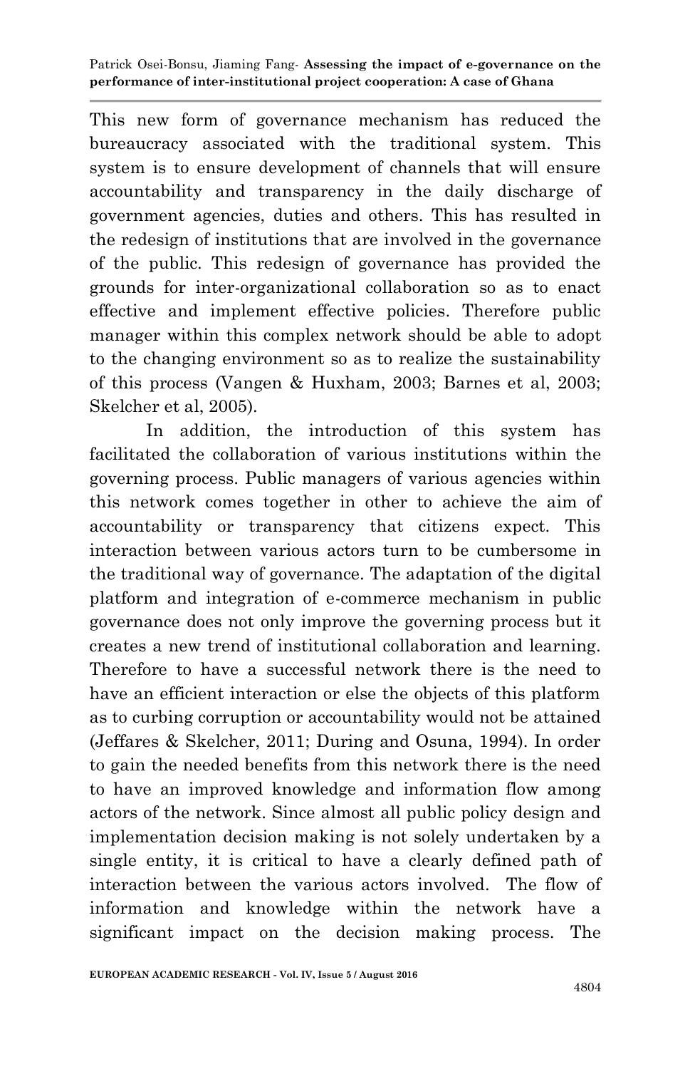This new form of governance mechanism has reduced the bureaucracy associated with the traditional system. This system is to ensure development of channels that will ensure accountability and transparency in the daily discharge of government agencies, duties and others. This has resulted in the redesign of institutions that are involved in the governance of the public. This redesign of governance has provided the grounds for inter-organizational collaboration so as to enact effective and implement effective policies. Therefore public manager within this complex network should be able to adopt to the changing environment so as to realize the sustainability of this process (Vangen & Huxham, 2003; Barnes et al, 2003; Skelcher et al, 2005).

In addition, the introduction of this system has facilitated the collaboration of various institutions within the governing process. Public managers of various agencies within this network comes together in other to achieve the aim of accountability or transparency that citizens expect. This interaction between various actors turn to be cumbersome in the traditional way of governance. The adaptation of the digital platform and integration of e-commerce mechanism in public governance does not only improve the governing process but it creates a new trend of institutional collaboration and learning. Therefore to have a successful network there is the need to have an efficient interaction or else the objects of this platform as to curbing corruption or accountability would not be attained (Jeffares & Skelcher, 2011; During and Osuna, 1994). In order to gain the needed benefits from this network there is the need to have an improved knowledge and information flow among actors of the network. Since almost all public policy design and implementation decision making is not solely undertaken by a single entity, it is critical to have a clearly defined path of interaction between the various actors involved. The flow of information and knowledge within the network have a significant impact on the decision making process. The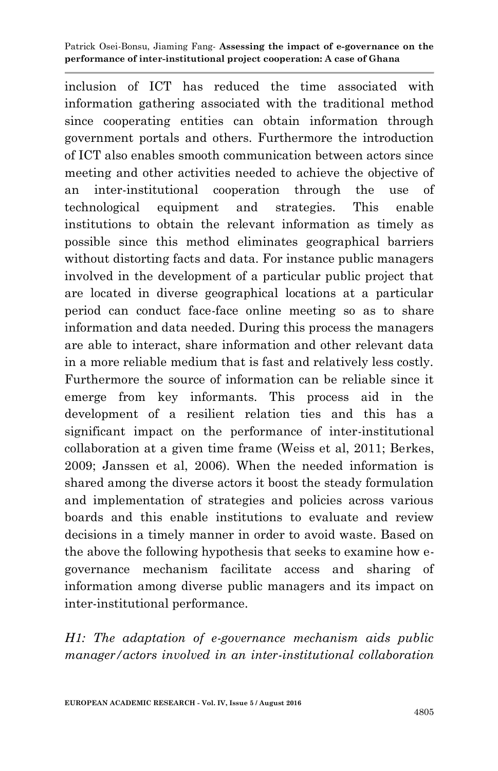inclusion of ICT has reduced the time associated with information gathering associated with the traditional method since cooperating entities can obtain information through government portals and others. Furthermore the introduction of ICT also enables smooth communication between actors since meeting and other activities needed to achieve the objective of an inter-institutional cooperation through the use of technological equipment and strategies. This enable institutions to obtain the relevant information as timely as possible since this method eliminates geographical barriers without distorting facts and data. For instance public managers involved in the development of a particular public project that are located in diverse geographical locations at a particular period can conduct face-face online meeting so as to share information and data needed. During this process the managers are able to interact, share information and other relevant data in a more reliable medium that is fast and relatively less costly. Furthermore the source of information can be reliable since it emerge from key informants. This process aid in the development of a resilient relation ties and this has a significant impact on the performance of inter-institutional collaboration at a given time frame (Weiss et al, 2011; Berkes, 2009; Janssen et al, 2006). When the needed information is shared among the diverse actors it boost the steady formulation and implementation of strategies and policies across various boards and this enable institutions to evaluate and review decisions in a timely manner in order to avoid waste. Based on the above the following hypothesis that seeks to examine how e-governance mechanism facilitate access and sharing of information among diverse public managers and its impact on inter-institutional performance.

*H1: The adaptation of e-governance mechanism aids public manager/actors involved in an inter-institutional collaboration*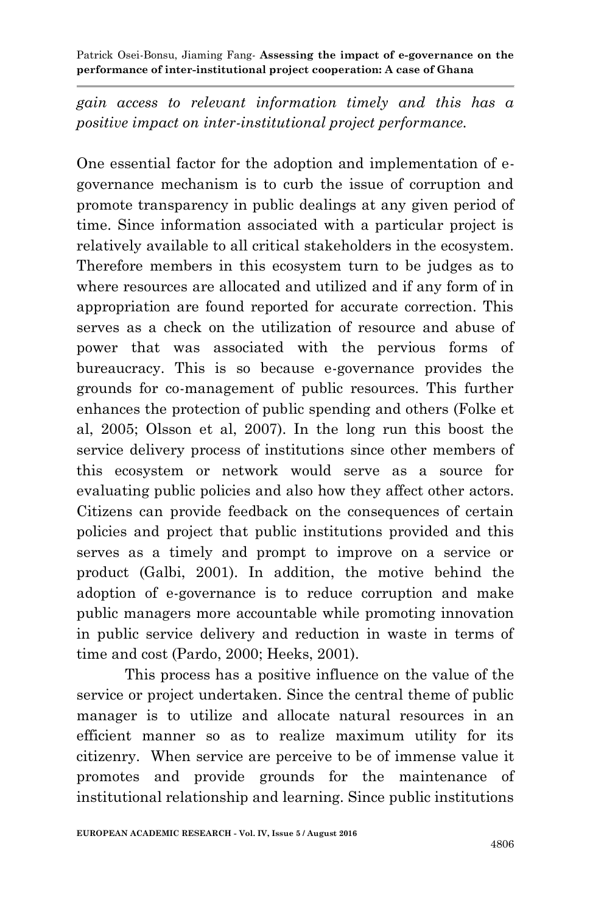*gain access to relevant information timely and this has a positive impact on inter-institutional project performance.*

One essential factor for the adoption and implementation of e-governance mechanism is to curb the issue of corruption and promote transparency in public dealings at any given period of time. Since information associated with a particular project is relatively available to all critical stakeholders in the ecosystem. Therefore members in this ecosystem turn to be judges as to where resources are allocated and utilized and if any form of in appropriation are found reported for accurate correction. This serves as a check on the utilization of resource and abuse of power that was associated with the pervious forms of bureaucracy. This is so because e-governance provides the grounds for co-management of public resources. This further enhances the protection of public spending and others (Folke et al, 2005; Olsson et al, 2007). In the long run this boost the service delivery process of institutions since other members of this ecosystem or network would serve as a source for evaluating public policies and also how they affect other actors. Citizens can provide feedback on the consequences of certain policies and project that public institutions provided and this serves as a timely and prompt to improve on a service or product (Galbi, 2001). In addition, the motive behind the adoption of e-governance is to reduce corruption and make public managers more accountable while promoting innovation in public service delivery and reduction in waste in terms of time and cost (Pardo, 2000; Heeks, 2001).

This process has a positive influence on the value of the service or project undertaken. Since the central theme of public manager is to utilize and allocate natural resources in an efficient manner so as to realize maximum utility for its citizenry. When service are perceive to be of immense value it promotes and provide grounds for the maintenance of institutional relationship and learning. Since public institutions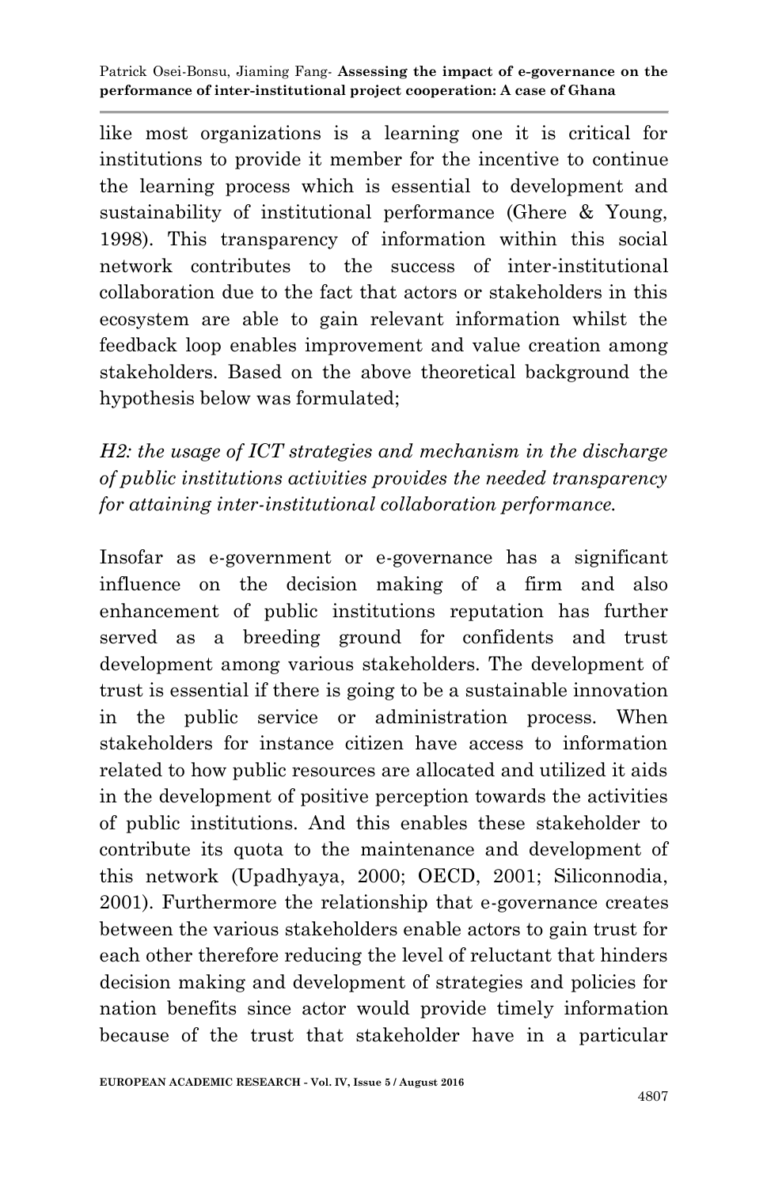like most organizations is a learning one it is critical for institutions to provide it member for the incentive to continue the learning process which is essential to development and sustainability of institutional performance (Ghere & Young, 1998). This transparency of information within this social network contributes to the success of inter-institutional collaboration due to the fact that actors or stakeholders in this ecosystem are able to gain relevant information whilst the feedback loop enables improvement and value creation among stakeholders. Based on the above theoretical background the hypothesis below was formulated;

*H2: the usage of ICT strategies and mechanism in the discharge of public institutions activities provides the needed transparency for attaining inter-institutional collaboration performance.*

Insofar as e-government or e-governance has a significant influence on the decision making of a firm and also enhancement of public institutions reputation has further served as a breeding ground for confidents and trust development among various stakeholders. The development of trust is essential if there is going to be a sustainable innovation in the public service or administration process. When stakeholders for instance citizen have access to information related to how public resources are allocated and utilized it aids in the development of positive perception towards the activities of public institutions. And this enables these stakeholder to contribute its quota to the maintenance and development of this network (Upadhyaya, 2000; OECD, 2001; Siliconnodia, 2001). Furthermore the relationship that e-governance creates between the various stakeholders enable actors to gain trust for each other therefore reducing the level of reluctant that hinders decision making and development of strategies and policies for nation benefits since actor would provide timely information because of the trust that stakeholder have in a particular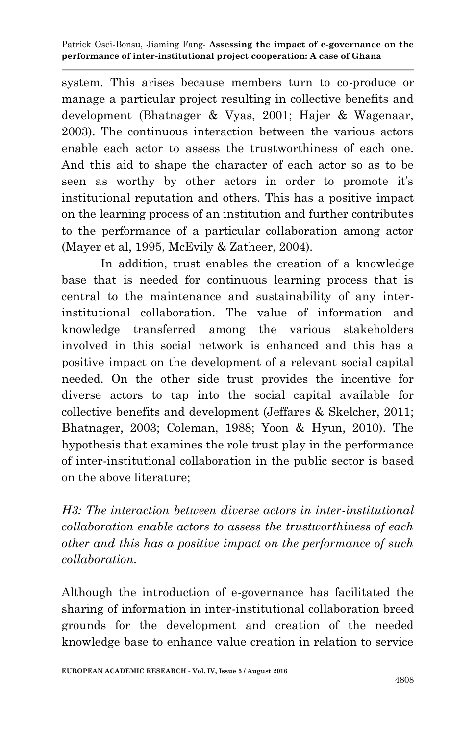system. This arises because members turn to co-produce or manage a particular project resulting in collective benefits and development (Bhatnager & Vyas, 2001; Hajer & Wagenaar, 2003). The continuous interaction between the various actors enable each actor to assess the trustworthiness of each one. And this aid to shape the character of each actor so as to be seen as worthy by other actors in order to promote it's institutional reputation and others. This has a positive impact on the learning process of an institution and further contributes to the performance of a particular collaboration among actor (Mayer et al, 1995, McEvily & Zatheer, 2004).

In addition, trust enables the creation of a knowledge base that is needed for continuous learning process that is central to the maintenance and sustainability of any inter-institutional collaboration. The value of information and knowledge transferred among the various stakeholders involved in this social network is enhanced and this has a positive impact on the development of a relevant social capital needed. On the other side trust provides the incentive for diverse actors to tap into the social capital available for collective benefits and development (Jeffares & Skelcher, 2011; Bhatnager, 2003; Coleman, 1988; Yoon & Hyun, 2010). The hypothesis that examines the role trust play in the performance of inter-institutional collaboration in the public sector is based on the above literature;

*H3: The interaction between diverse actors in inter-institutional collaboration enable actors to assess the trustworthiness of each other and this has a positive impact on the performance of such collaboration.*

Although the introduction of e-governance has facilitated the sharing of information in inter-institutional collaboration breed grounds for the development and creation of the needed knowledge base to enhance value creation in relation to service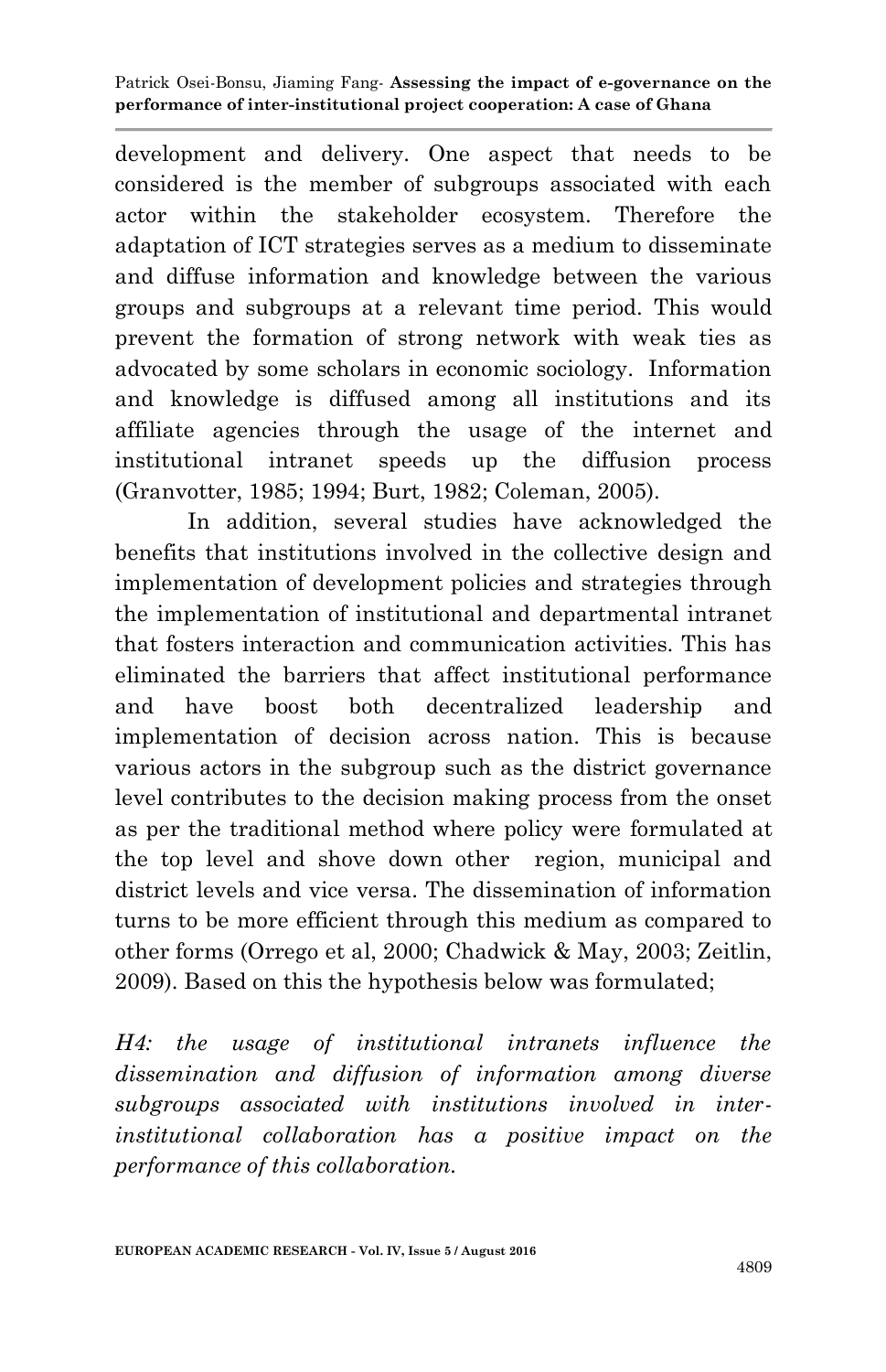development and delivery. One aspect that needs to be considered is the member of subgroups associated with each actor within the stakeholder ecosystem. Therefore the adaptation of ICT strategies serves as a medium to disseminate and diffuse information and knowledge between the various groups and subgroups at a relevant time period. This would prevent the formation of strong network with weak ties as advocated by some scholars in economic sociology. Information and knowledge is diffused among all institutions and its affiliate agencies through the usage of the internet and institutional intranet speeds up the diffusion process (Granvotter, 1985; 1994; Burt, 1982; Coleman, 2005).

In addition, several studies have acknowledged the benefits that institutions involved in the collective design and implementation of development policies and strategies through the implementation of institutional and departmental intranet that fosters interaction and communication activities. This has eliminated the barriers that affect institutional performance and have boost both decentralized leadership and implementation of decision across nation. This is because various actors in the subgroup such as the district governance level contributes to the decision making process from the onset as per the traditional method where policy were formulated at the top level and shove down other region, municipal and district levels and vice versa. The dissemination of information turns to be more efficient through this medium as compared to other forms (Orrego et al, 2000; Chadwick & May, 2003; Zeitlin, 2009). Based on this the hypothesis below was formulated;

*H4: the usage of institutional intranets influence the dissemination and diffusion of information among diverse subgroups associated with institutions involved in inter-institutional collaboration has a positive impact on the performance of this collaboration.*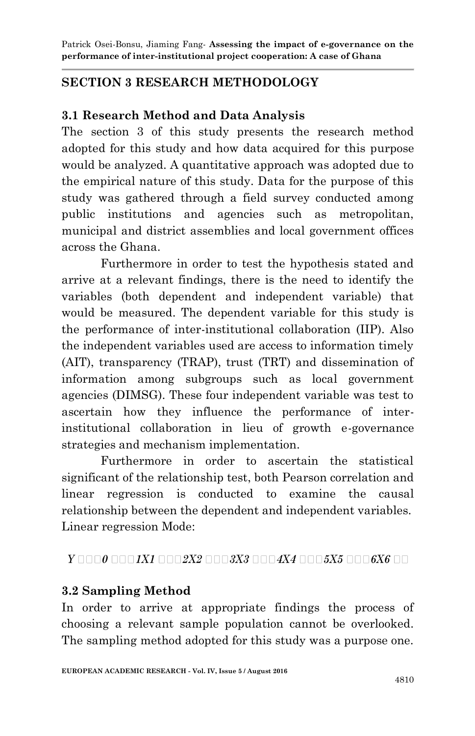## SECTION 3 RESEARCH METHODOLOGY

### 3.1 Research Method and Data Analysis

The section 3 of this study presents the research method adopted for this study and how data acquired for this purpose would be analyzed. A quantitative approach was adopted due to the empirical nature of this study. Data for the purpose of this study was gathered through a field survey conducted among public institutions and agencies such as metropolitan, municipal and district assemblies and local government offices across the Ghana.

Furthermore in order to test the hypothesis stated and arrive at a relevant findings, there is the need to identify the variables (both dependent and independent variable) that would be measured. The dependent variable for this study is the performance of inter-institutional collaboration (IIP). Also the independent variables used are access to information timely (AIT), transparency (TRAP), trust (TRT) and dissemination of information among subgroups such as local government agencies (DIMSG). These four independent variable was test to ascertain how they influence the performance of inter-institutional collaboration in lieu of growth e-governance strategies and mechanism implementation.

Furthermore in order to ascertain the statistical significant of the relationship test, both Pearson correlation and linear regression is conducted to examine the causal relationship between the dependent and independent variables.
Linear regression Mode:

$$Y = \beta_0 + \beta_1 X_1 + \beta_2 X_2 + \beta_3 X_3 + \beta_4 X_4 + \beta_5 X_5 + \beta_6 X_6 + \varepsilon$$

### 3.2 Sampling Method

In order to arrive at appropriate findings the process of choosing a relevant sample population cannot be overlooked. The sampling method adopted for this study was a purpose one.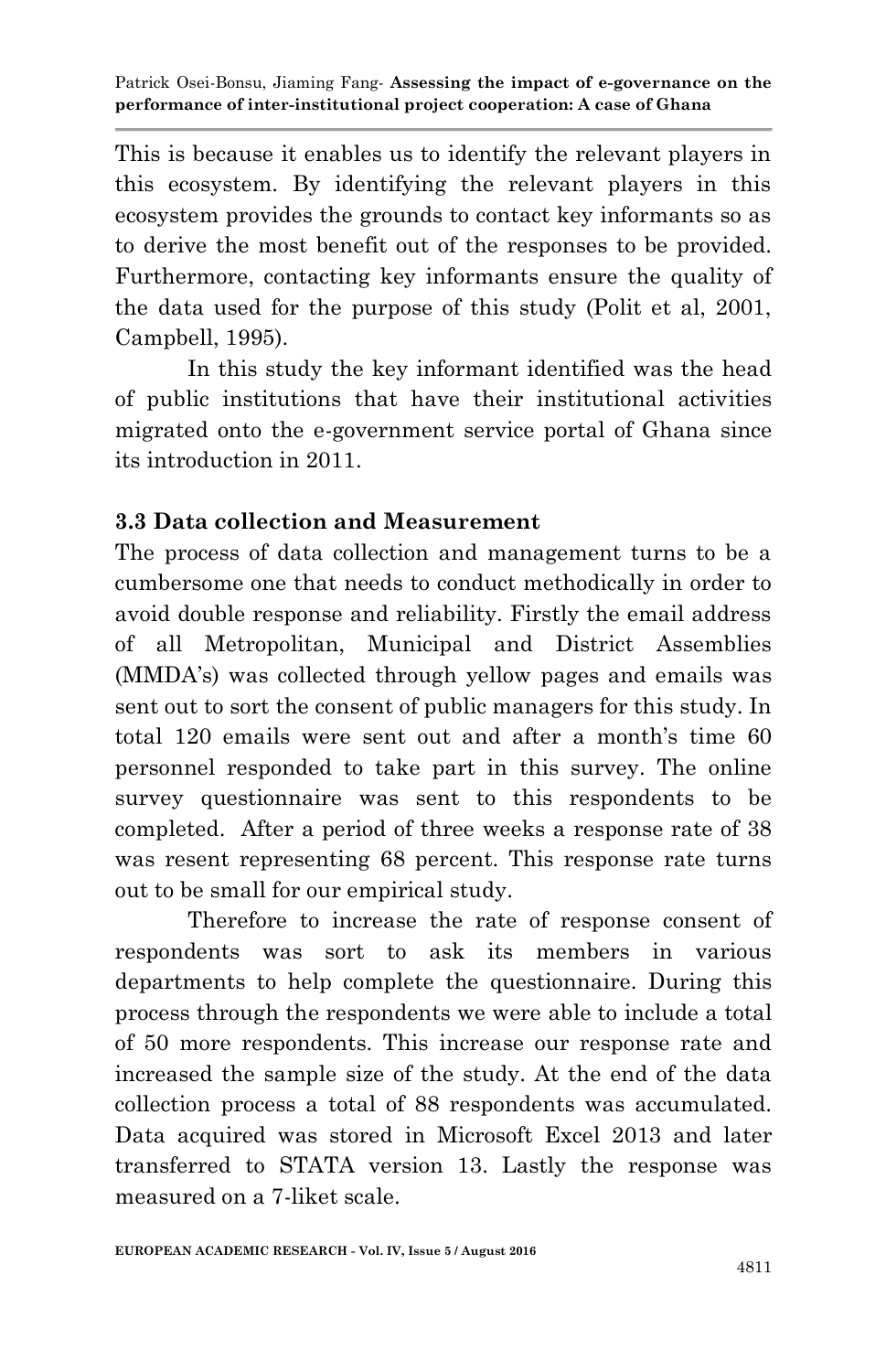This is because it enables us to identify the relevant players in this ecosystem. By identifying the relevant players in this ecosystem provides the grounds to contact key informants so as to derive the most benefit out of the responses to be provided. Furthermore, contacting key informants ensure the quality of the data used for the purpose of this study (Polit et al, 2001, Campbell, 1995).

In this study the key informant identified was the head of public institutions that have their institutional activities migrated onto the e-government service portal of Ghana since its introduction in 2011.

### 3.3 Data collection and Measurement

The process of data collection and management turns to be a cumbersome one that needs to conduct methodically in order to avoid double response and reliability. Firstly the email address of all Metropolitan, Municipal and District Assemblies (MMDA's) was collected through yellow pages and emails was sent out to sort the consent of public managers for this study. In total 120 emails were sent out and after a month's time 60 personnel responded to take part in this survey. The online survey questionnaire was sent to this respondents to be completed. After a period of three weeks a response rate of 38 was resent representing 68 percent. This response rate turns out to be small for our empirical study.

Therefore to increase the rate of response consent of respondents was sort to ask its members in various departments to help complete the questionnaire. During this process through the respondents we were able to include a total of 50 more respondents. This increase our response rate and increased the sample size of the study. At the end of the data collection process a total of 88 respondents was accumulated. Data acquired was stored in Microsoft Excel 2013 and later transferred to STATA version 13. Lastly the response was measured on a 7-liket scale.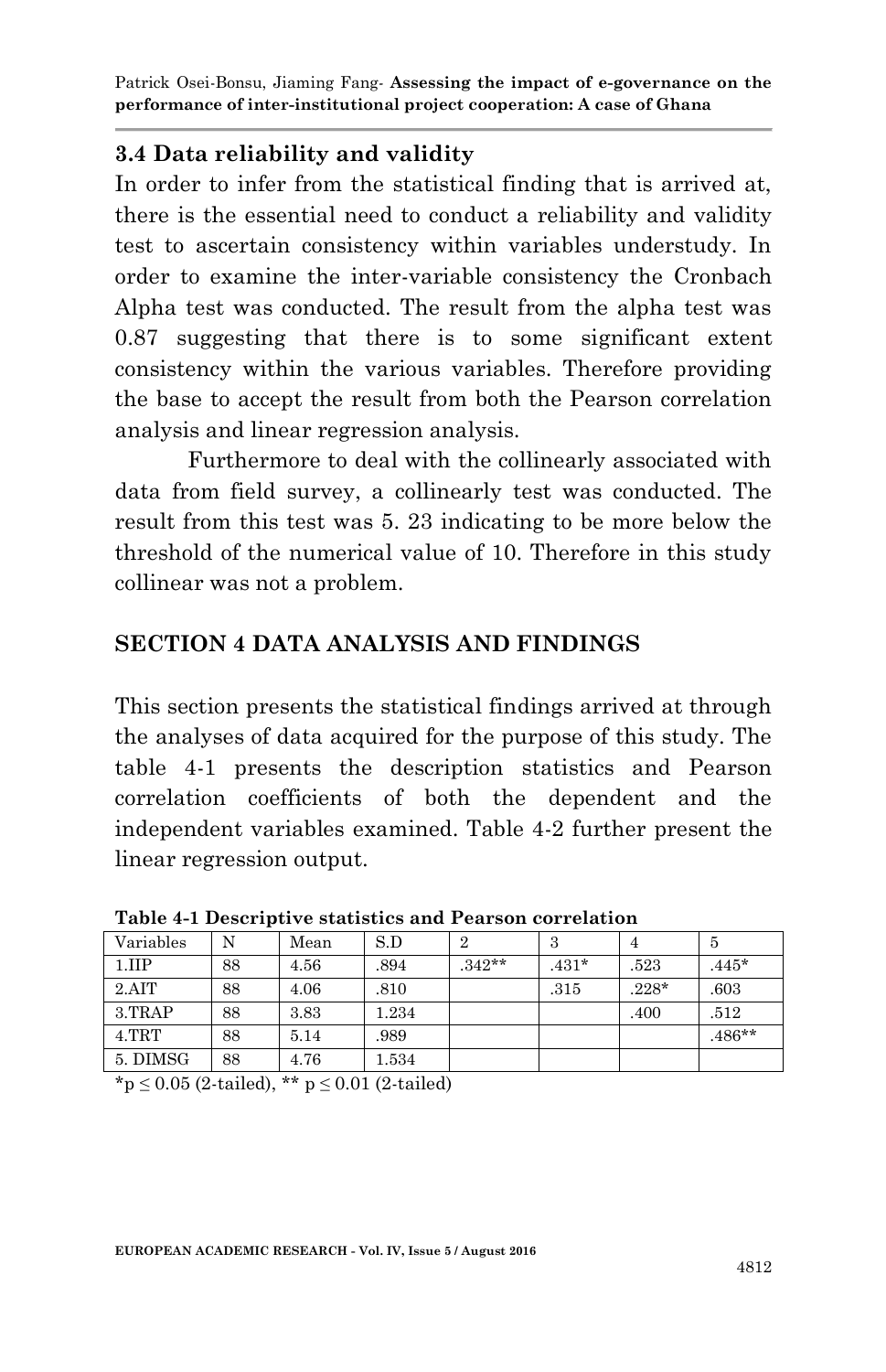### 3.4 Data reliability and validity

In order to infer from the statistical finding that is arrived at, there is the essential need to conduct a reliability and validity test to ascertain consistency within variables understudy. In order to examine the inter-variable consistency the Cronbach Alpha test was conducted. The result from the alpha test was 0.87 suggesting that there is to some significant extent consistency within the various variables. Therefore providing the base to accept the result from both the Pearson correlation analysis and linear regression analysis.

Furthermore to deal with the collinearly associated with data from field survey, a collinearly test was conducted. The result from this test was 5. 23 indicating to be more below the threshold of the numerical value of 10. Therefore in this study collinear was not a problem.

## SECTION 4 DATA ANALYSIS AND FINDINGS

This section presents the statistical findings arrived at through the analyses of data acquired for the purpose of this study. The table 4-1 presents the description statistics and Pearson correlation coefficients of both the dependent and the independent variables examined. Table 4-2 further present the linear regression output.

**Table 4-1 Descriptive statistics and Pearson correlation**

| Variables | N | Mean | S.D | 2 | 3 | 4 | 5 |
|---|---|---|---|---|---|---|---|
| 1.IIP | 88 | 4.56 | .894 | .342** | .431* | .523 | .445* |
| 2.AIT | 88 | 4.06 | .810 | | .315 | .228* | .603 |
| 3.TRAP | 88 | 3.83 | 1.234 | | | .400 | .512 |
| 4.TRT | 88 | 5.14 | .989 | | | | .486** |
| 5. DIMSG | 88 | 4.76 | 1.534 | | | | |

*$p \leq 0.05$ (2-tailed), ** $p \leq 0.01$ (2-tailed)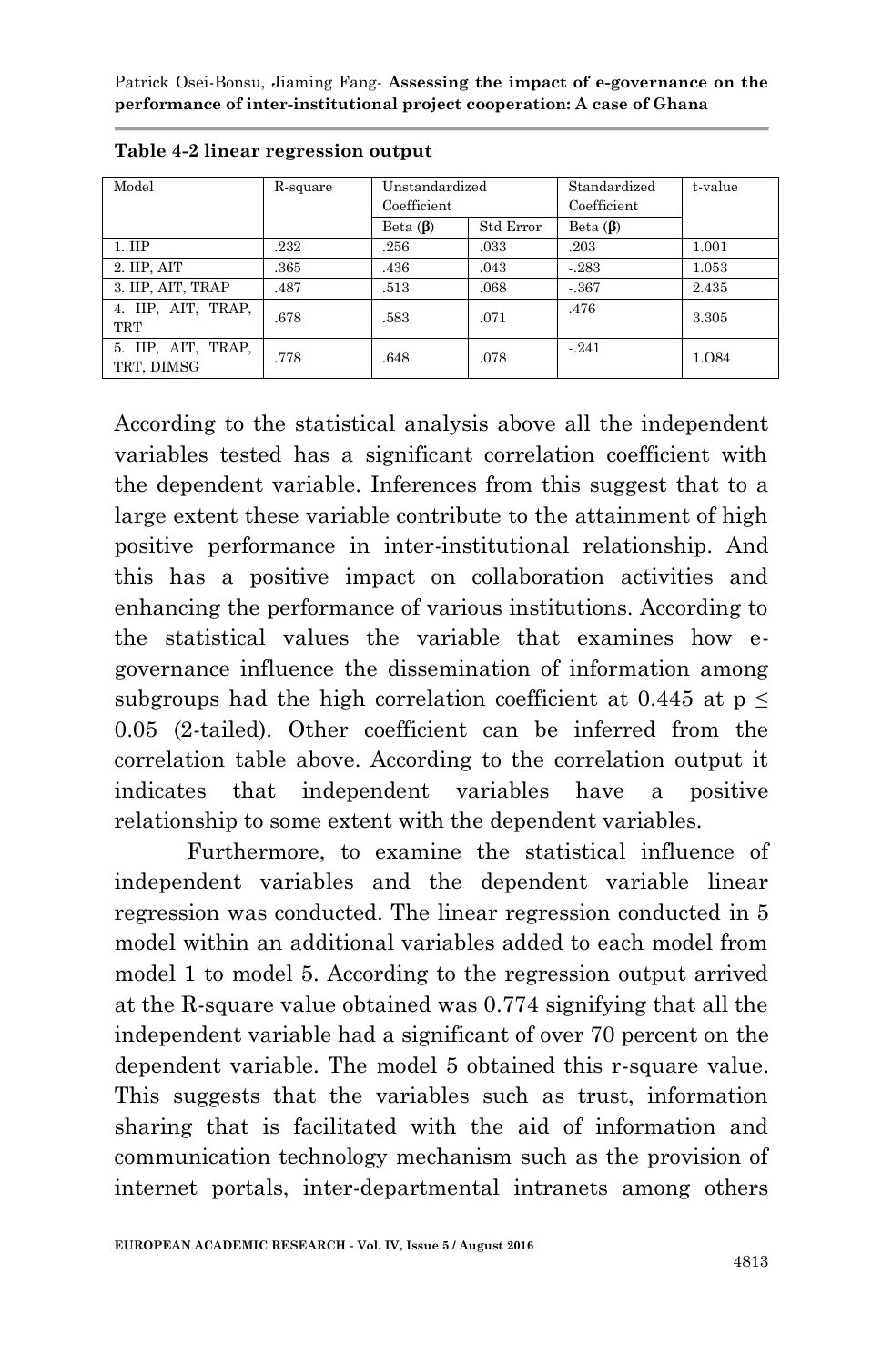**Table 4-2 linear regression output**

| Model | R-square | Unstandardized Coefficient | | Standardized Coefficient | t-value |
|---|---|---|---|---|---|
| | | Beta (β) | Std Error | Beta (β) | |
| 1. IIP | .232 | .256 | .033 | .203 | 1.001 |
| 2. IIP, AIT | .365 | .436 | .043 | -.283 | 1.053 |
| 3. IIP, AIT, TRAP | .487 | .513 | .068 | -.367 | 2.435 |
| 4. IIP, AIT, TRAP, TRT | .678 | .583 | .071 | .476 | 3.305 |
| 5. IIP, AIT, TRAP, TRT, DIMSG | .778 | .648 | .078 | -.241 | 1.O84 |

According to the statistical analysis above all the independent variables tested has a significant correlation coefficient with the dependent variable. Inferences from this suggest that to a large extent these variable contribute to the attainment of high positive performance in inter-institutional relationship. And this has a positive impact on collaboration activities and enhancing the performance of various institutions. According to the statistical values the variable that examines how e-governance influence the dissemination of information among subgroups had the high correlation coefficient at 0.445 at $p \leq 0.05$ (2-tailed). Other coefficient can be inferred from the correlation table above. According to the correlation output it indicates that independent variables have a positive relationship to some extent with the dependent variables.

Furthermore, to examine the statistical influence of independent variables and the dependent variable linear regression was conducted. The linear regression conducted in 5 model within an additional variables added to each model from model 1 to model 5. According to the regression output arrived at the R-square value obtained was 0.774 signifying that all the independent variable had a significant of over 70 percent on the dependent variable. The model 5 obtained this r-square value. This suggests that the variables such as trust, information sharing that is facilitated with the aid of information and communication technology mechanism such as the provision of internet portals, inter-departmental intranets among others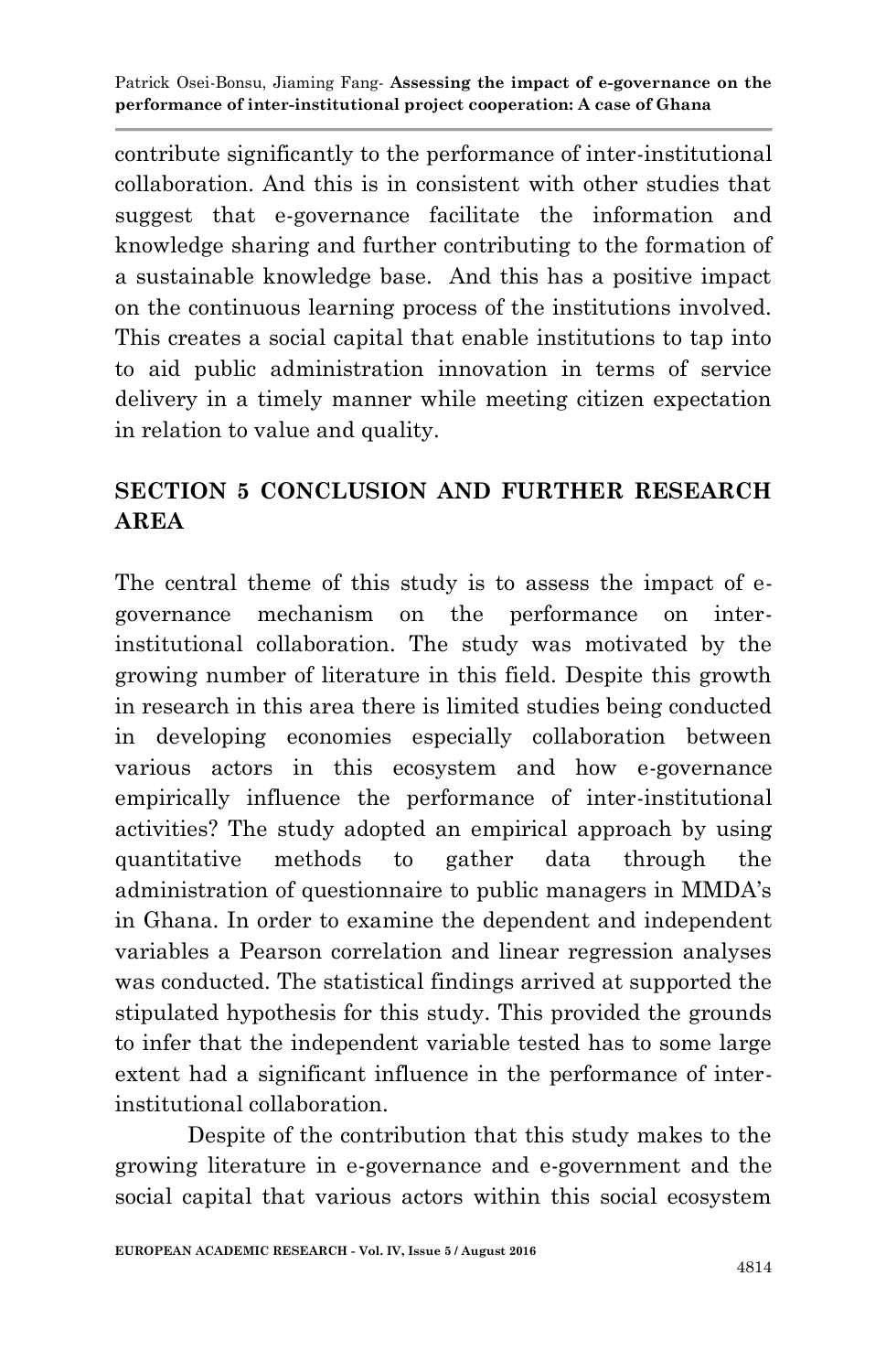contribute significantly to the performance of inter-institutional collaboration. And this is in consistent with other studies that suggest that e-governance facilitate the information and knowledge sharing and further contributing to the formation of a sustainable knowledge base. And this has a positive impact on the continuous learning process of the institutions involved. This creates a social capital that enable institutions to tap into to aid public administration innovation in terms of service delivery in a timely manner while meeting citizen expectation in relation to value and quality.

## SECTION 5 CONCLUSION AND FURTHER RESEARCH AREA

The central theme of this study is to assess the impact of e-governance mechanism on the performance on inter-institutional collaboration. The study was motivated by the growing number of literature in this field. Despite this growth in research in this area there is limited studies being conducted in developing economies especially collaboration between various actors in this ecosystem and how e-governance empirically influence the performance of inter-institutional activities? The study adopted an empirical approach by using quantitative methods to gather data through the administration of questionnaire to public managers in MMDA's in Ghana. In order to examine the dependent and independent variables a Pearson correlation and linear regression analyses was conducted. The statistical findings arrived at supported the stipulated hypothesis for this study. This provided the grounds to infer that the independent variable tested has to some large extent had a significant influence in the performance of inter-institutional collaboration.

Despite of the contribution that this study makes to the growing literature in e-governance and e-government and the social capital that various actors within this social ecosystem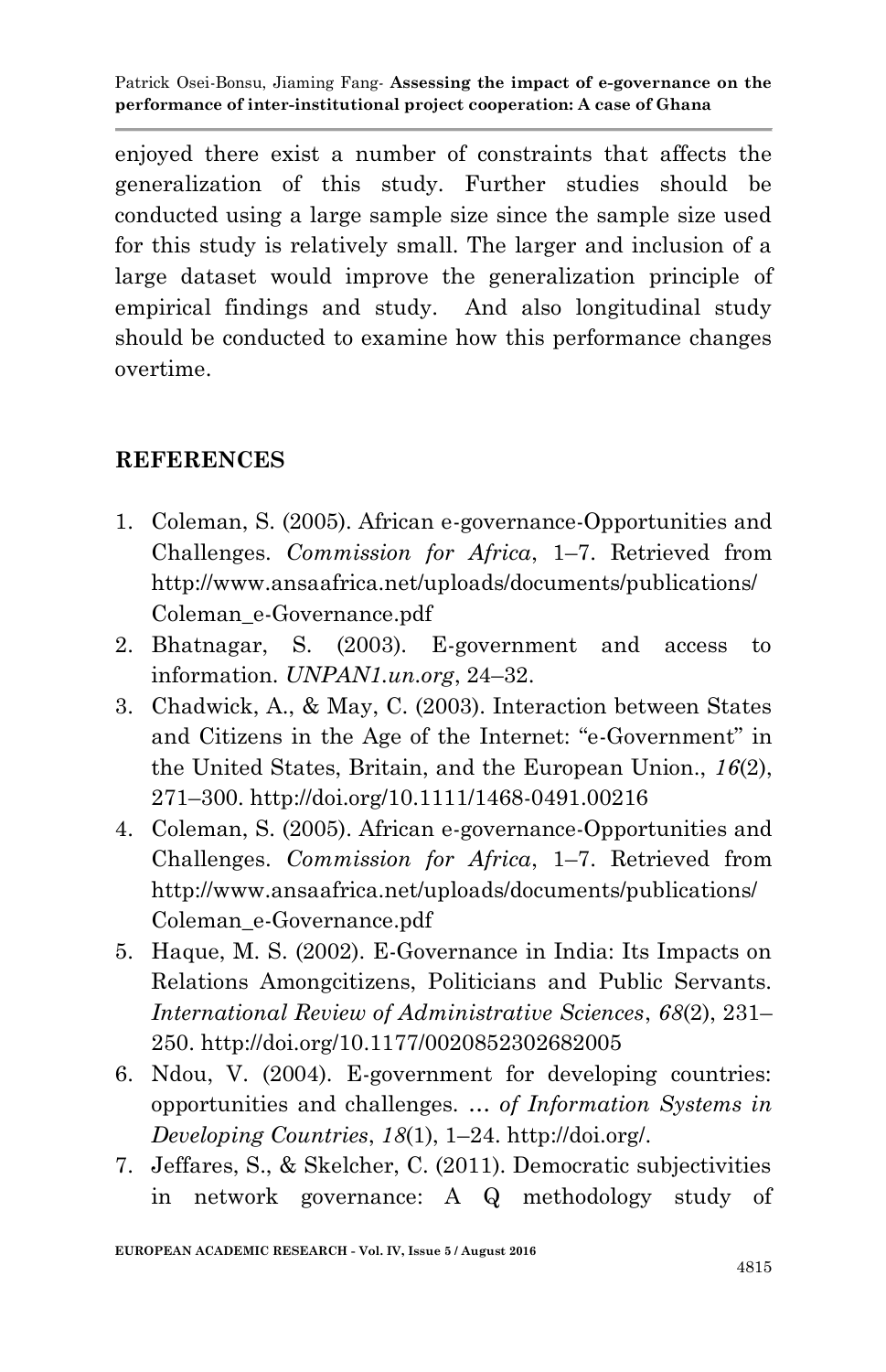enjoyed there exist a number of constraints that affects the generalization of this study. Further studies should be conducted using a large sample size since the sample size used for this study is relatively small. The larger and inclusion of a large dataset would improve the generalization principle of empirical findings and study. And also longitudinal study should be conducted to examine how this performance changes overtime.

## REFERENCES

1. Coleman, S. (2005). African e-governance-Opportunities and Challenges. *Commission for Africa*, 1–7. Retrieved from http://www.ansaafrica.net/uploads/documents/publications/Coleman_e-Governance.pdf
2. Bhatnagar, S. (2003). E-government and access to information. *UNPAN1.un.org*, 24–32.
3. Chadwick, A., & May, C. (2003). Interaction between States and Citizens in the Age of the Internet: "e-Government" in the United States, Britain, and the European Union., *16*(2), 271–300. http://doi.org/10.1111/1468-0491.00216
4. Coleman, S. (2005). African e-governance-Opportunities and Challenges. *Commission for Africa*, 1–7. Retrieved from http://www.ansaafrica.net/uploads/documents/publications/Coleman_e-Governance.pdf
5. Haque, M. S. (2002). E-Governance in India: Its Impacts on Relations Amongcitizens, Politicians and Public Servants. *International Review of Administrative Sciences*, *68*(2), 231–250. http://doi.org/10.1177/0020852302682005
6. Ndou, V. (2004). E-government for developing countries: opportunities and challenges. *… of Information Systems in Developing Countries*, *18*(1), 1–24. http://doi.org/.
7. Jeffares, S., & Skelcher, C. (2011). Democratic subjectivities in network governance: A Q methodology study of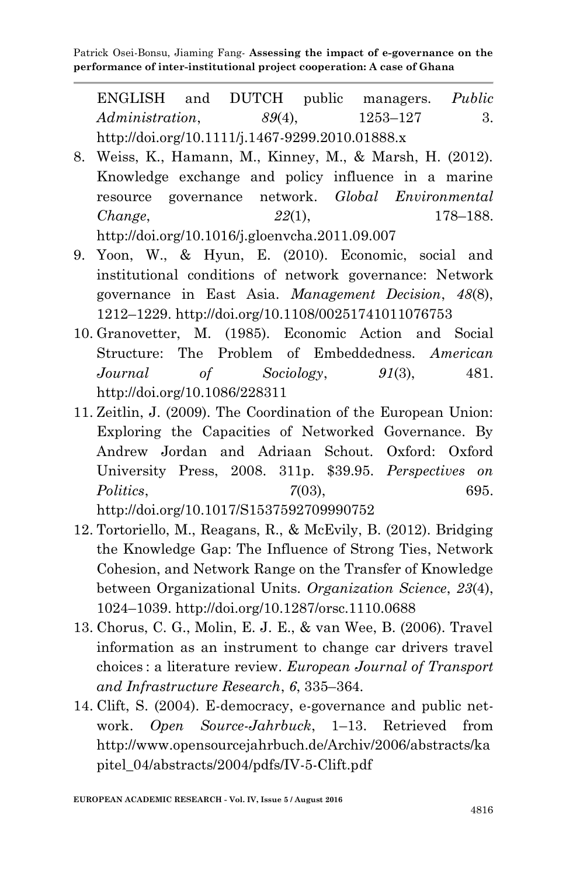ENGLISH and DUTCH public managers. *Public Administration*, *89*(4), 1253–127 3. http://doi.org/10.1111/j.1467-9299.2010.01888.x

8. Weiss, K., Hamann, M., Kinney, M., & Marsh, H. (2012). Knowledge exchange and policy influence in a marine resource governance network. *Global Environmental Change*, *22*(1), 178–188. http://doi.org/10.1016/j.gloenvcha.2011.09.007
9. Yoon, W., & Hyun, E. (2010). Economic, social and institutional conditions of network governance: Network governance in East Asia. *Management Decision*, *48*(8), 1212–1229. http://doi.org/10.1108/00251741011076753
10. Granovetter, M. (1985). Economic Action and Social Structure: The Problem of Embeddedness. *American Journal of Sociology*, *91*(3), 481. http://doi.org/10.1086/228311
11. Zeitlin, J. (2009). The Coordination of the European Union: Exploring the Capacities of Networked Governance. By Andrew Jordan and Adriaan Schout. Oxford: Oxford University Press, 2008. 311p. $39.95. *Perspectives on Politics*, *7*(03), 695. http://doi.org/10.1017/S1537592709990752
12. Tortoriello, M., Reagans, R., & McEvily, B. (2012). Bridging the Knowledge Gap: The Influence of Strong Ties, Network Cohesion, and Network Range on the Transfer of Knowledge between Organizational Units. *Organization Science*, *23*(4), 1024–1039. http://doi.org/10.1287/orsc.1110.0688
13. Chorus, C. G., Molin, E. J. E., & van Wee, B. (2006). Travel information as an instrument to change car drivers travel choices : a literature review. *European Journal of Transport and Infrastructure Research*, *6*, 335–364.
14. Clift, S. (2004). E-democracy, e-governance and public network. *Open Source-Jahrbuck*, 1–13. Retrieved from http://www.opensourcejahrbuch.de/Archiv/2006/abstracts/kapitel_04/abstracts/2004/pdfs/IV-5-Clift.pdf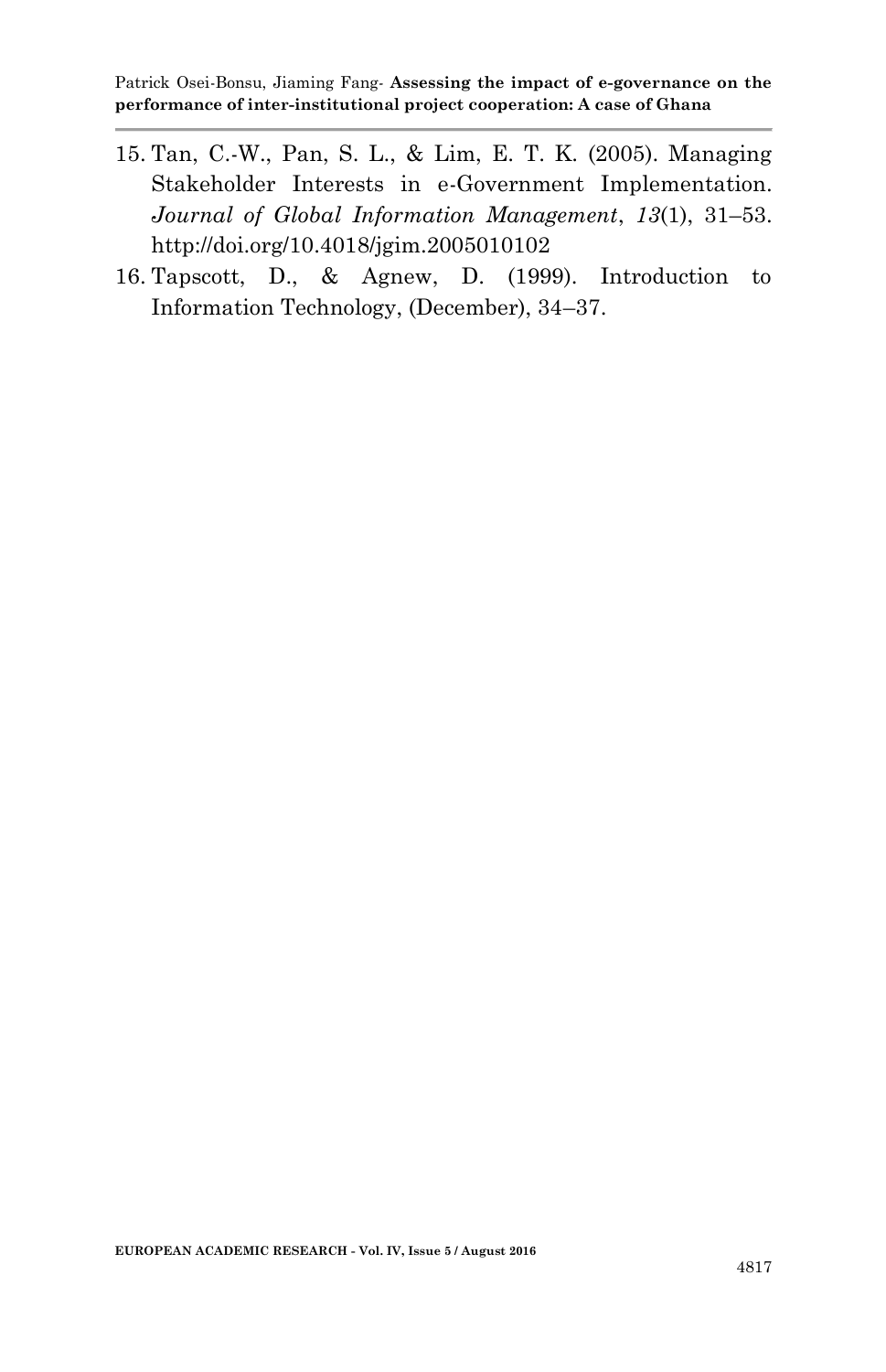15. Tan, C.-W., Pan, S. L., & Lim, E. T. K. (2005). Managing Stakeholder Interests in e-Government Implementation. *Journal of Global Information Management*, *13*(1), 31–53. http://doi.org/10.4018/jgim.2005010102
16. Tapscott, D., & Agnew, D. (1999). Introduction to Information Technology, (December), 34–37.